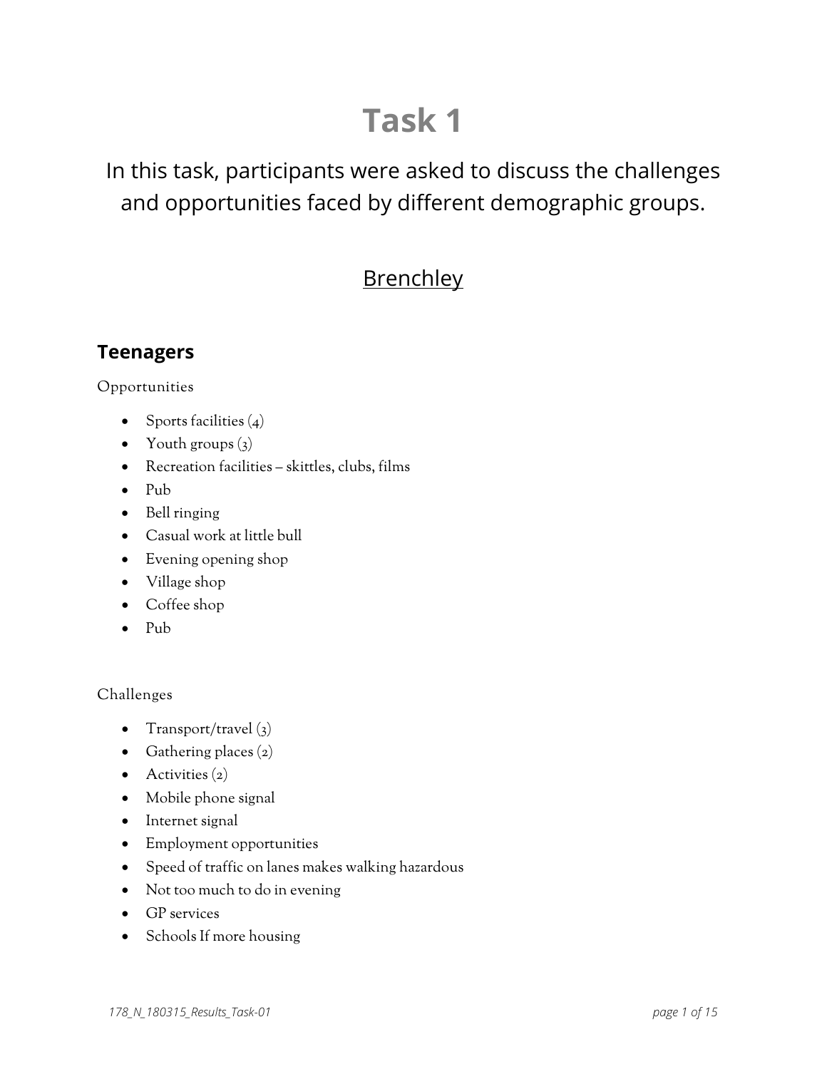# Task 1

In this task, participants were asked to discuss the challenges and opportunities faced by different demographic groups.

## Brenchley

### Teenagers

Opportunities

- Sports facilities (4)
- Youth groups (3)
- Recreation facilities – skittles, clubs, films
- Pub
- Bell ringing
- Casual work at little bull
- Evening opening shop
- Village shop
- Coffee shop
- Pub

Challenges

- Transport/travel (3)
- Gathering places (2)
- Activities (2)
- Mobile phone signal
- Internet signal
- Employment opportunities
- Speed of traffic on lanes makes walking hazardous
- Not too much to do in evening
- GP services
- Schools If more housing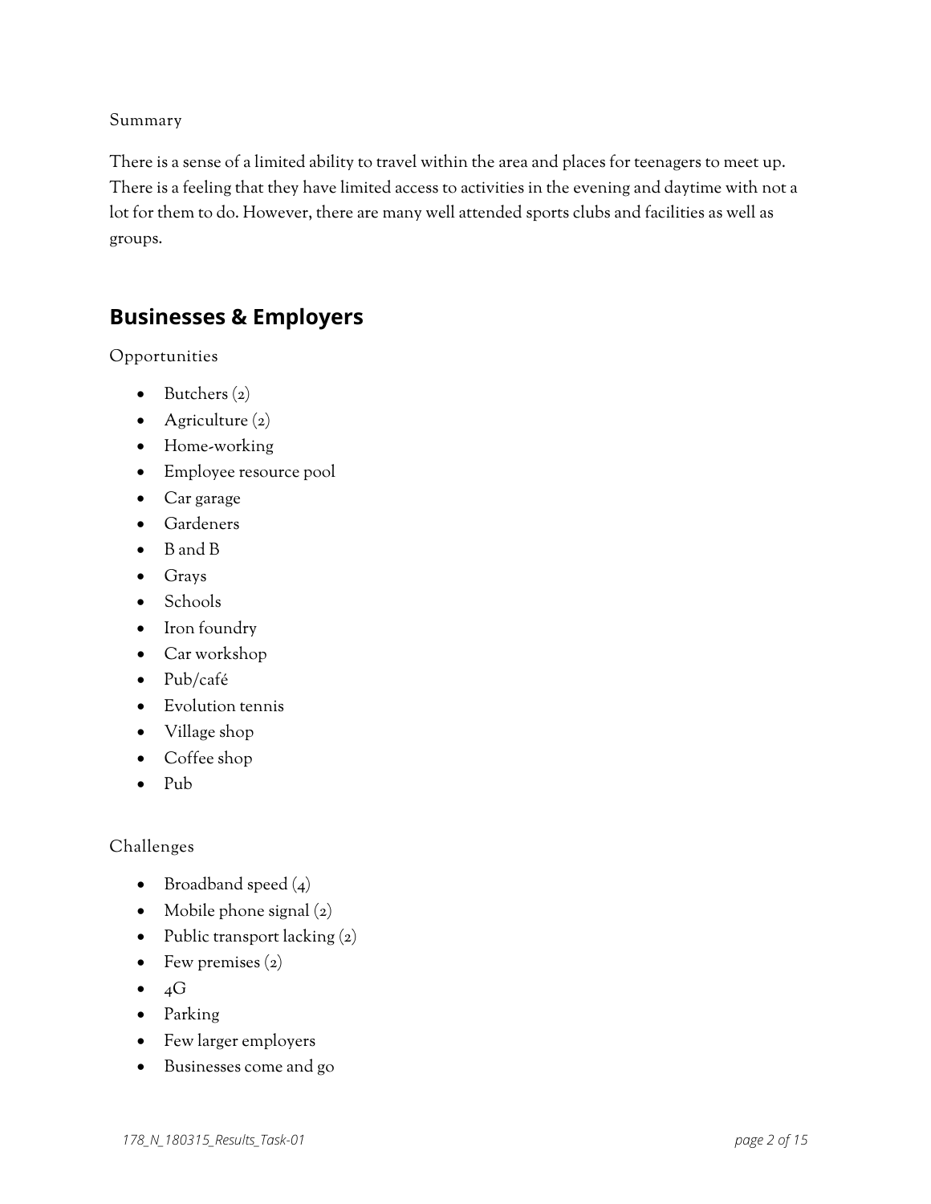Summary

There is a sense of a limited ability to travel within the area and places for teenagers to meet up. There is a feeling that they have limited access to activities in the evening and daytime with not a lot for them to do. However, there are many well attended sports clubs and facilities as well as groups.

## Businesses & Employers

Opportunities

- Butchers (2)
- Agriculture (2)
- Home-working
- Employee resource pool
- Car garage
- Gardeners
- B and B
- Grays
- Schools
- Iron foundry
- Car workshop
- Pub/café
- Evolution tennis
- Village shop
- Coffee shop
- Pub

Challenges

- Broadband speed (4)
- Mobile phone signal (2)
- Public transport lacking (2)
- Few premises (2)
- 4G
- Parking
- Few larger employers
- Businesses come and go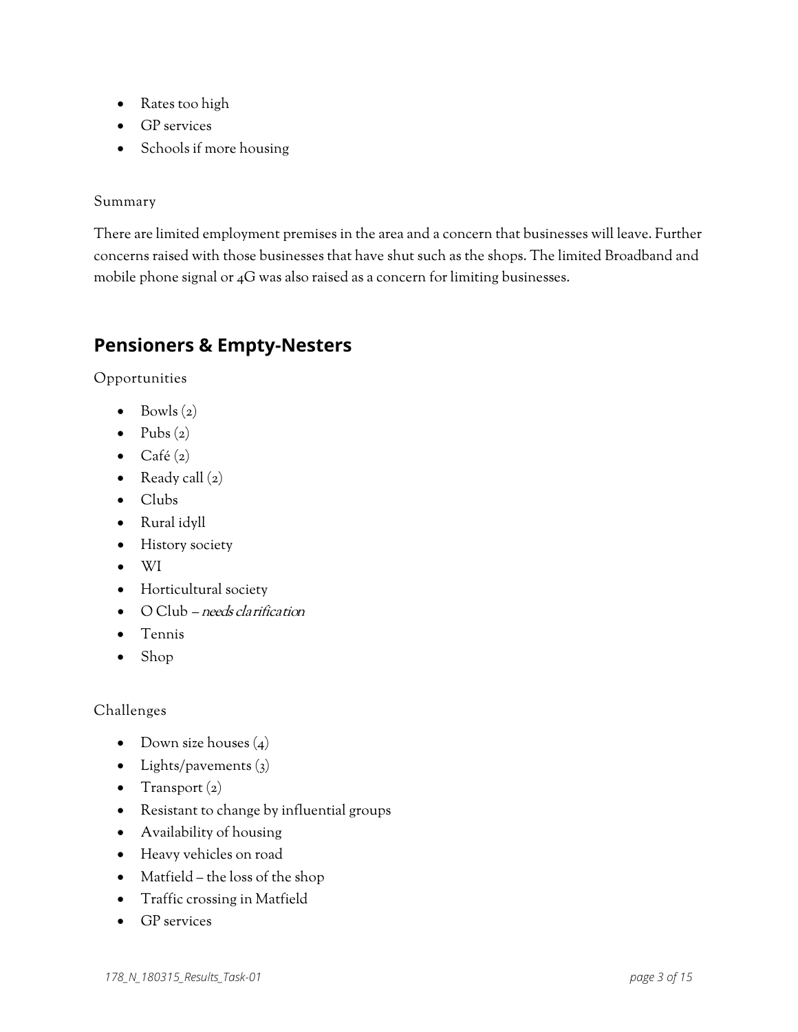- Rates too high
- GP services
- Schools if more housing

Summary

There are limited employment premises in the area and a concern that businesses will leave. Further concerns raised with those businesses that have shut such as the shops. The limited Broadband and mobile phone signal or 4G was also raised as a concern for limiting businesses.

## Pensioners & Empty-Nesters

Opportunities

- Bowls (2)
- Pubs (2)
- Café (2)
- Ready call (2)
- Clubs
- Rural idyll
- History society
- WI
- Horticultural society
- O Club – *needs clarification*
- Tennis
- Shop

Challenges

- Down size houses (4)
- Lights/pavements (3)
- Transport (2)
- Resistant to change by influential groups
- Availability of housing
- Heavy vehicles on road
- Matfield – the loss of the shop
- Traffic crossing in Matfield
- GP services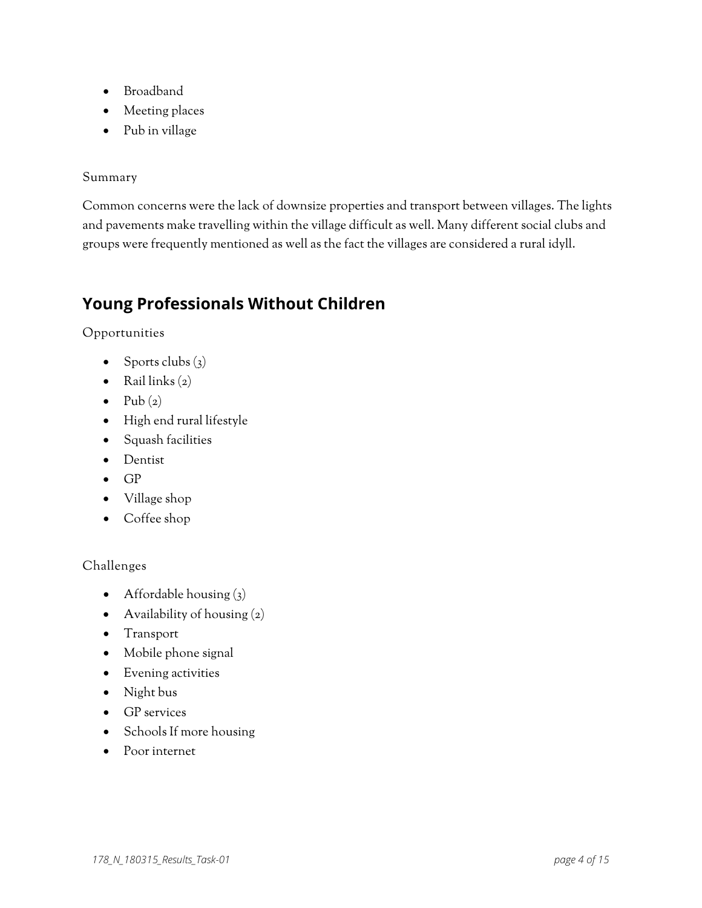- Broadband
- Meeting places
- Pub in village

Summary

Common concerns were the lack of downsize properties and transport between villages. The lights and pavements make travelling within the village difficult as well. Many different social clubs and groups were frequently mentioned as well as the fact the villages are considered a rural idyll.

## Young Professionals Without Children

Opportunities

- Sports clubs (3)
- Rail links (2)
- Pub (2)
- High end rural lifestyle
- Squash facilities
- Dentist
- GP
- Village shop
- Coffee shop

Challenges

- Affordable housing (3)
- Availability of housing (2)
- Transport
- Mobile phone signal
- Evening activities
- Night bus
- GP services
- Schools If more housing
- Poor internet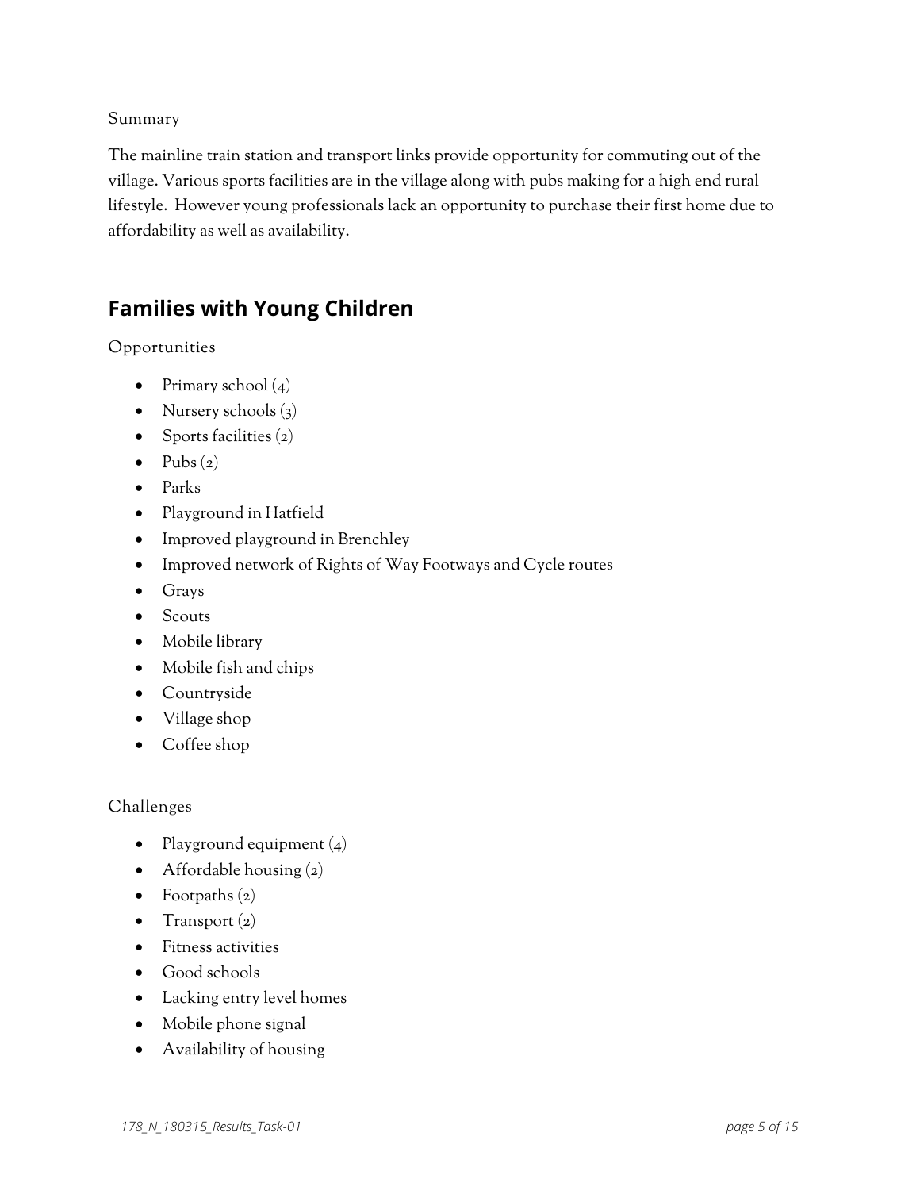Summary

The mainline train station and transport links provide opportunity for commuting out of the village. Various sports facilities are in the village along with pubs making for a high end rural lifestyle. However young professionals lack an opportunity to purchase their first home due to affordability as well as availability.

## Families with Young Children

Opportunities

- Primary school (4)
- Nursery schools (3)
- Sports facilities (2)
- Pubs (2)
- Parks
- Playground in Hatfield
- Improved playground in Brenchley
- Improved network of Rights of Way Footways and Cycle routes
- Grays
- Scouts
- Mobile library
- Mobile fish and chips
- Countryside
- Village shop
- Coffee shop

Challenges

- Playground equipment (4)
- Affordable housing (2)
- Footpaths (2)
- Transport (2)
- Fitness activities
- Good schools
- Lacking entry level homes
- Mobile phone signal
- Availability of housing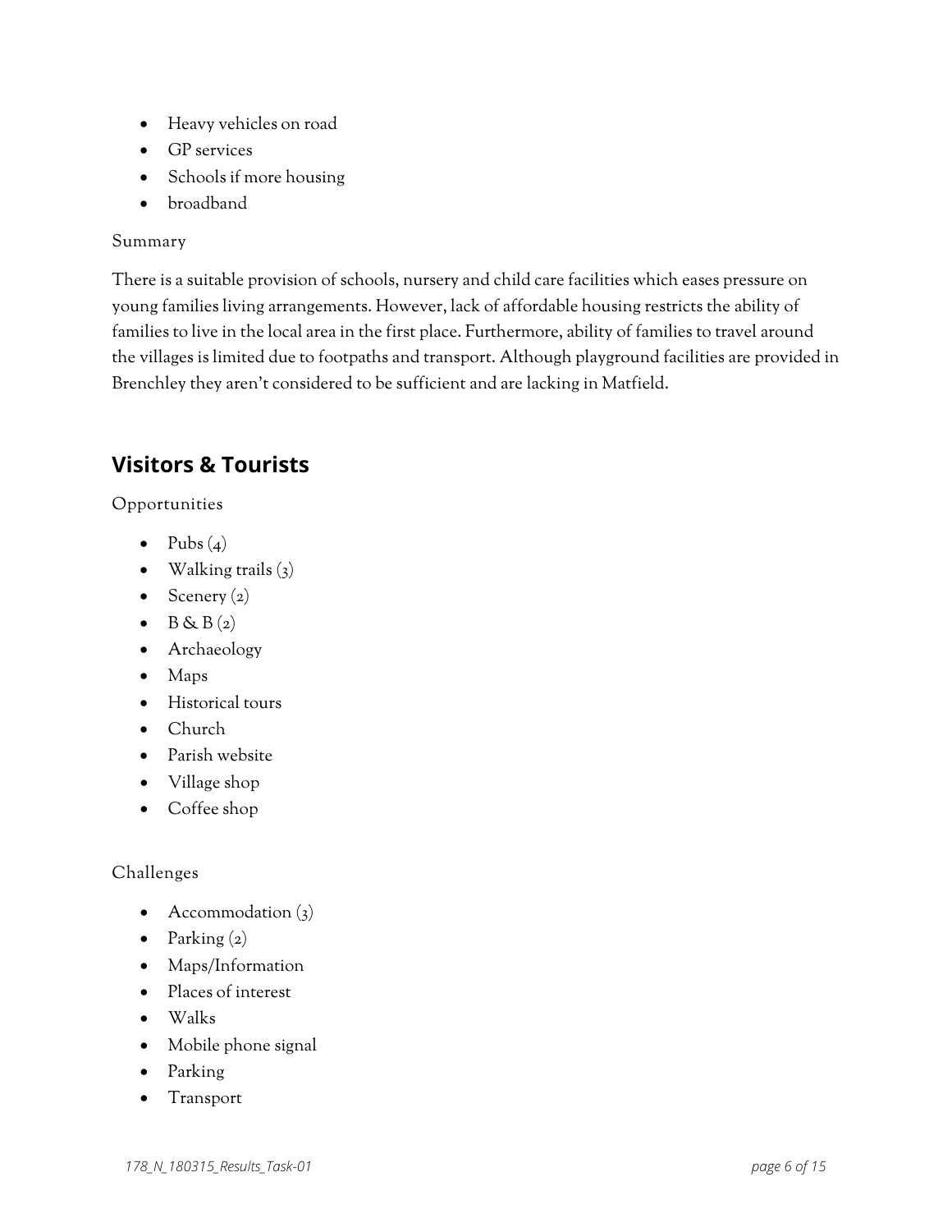- Heavy vehicles on road
- GP services
- Schools if more housing
- broadband

Summary

There is a suitable provision of schools, nursery and child care facilities which eases pressure on young families living arrangements. However, lack of affordable housing restricts the ability of families to live in the local area in the first place. Furthermore, ability of families to travel around the villages is limited due to footpaths and transport. Although playground facilities are provided in Brenchley they aren't considered to be sufficient and are lacking in Matfield.

## Visitors & Tourists

Opportunities

- Pubs (4)
- Walking trails (3)
- Scenery (2)
- B & B (2)
- Archaeology
- Maps
- Historical tours
- Church
- Parish website
- Village shop
- Coffee shop

Challenges

- Accommodation (3)
- Parking (2)
- Maps/Information
- Places of interest
- Walks
- Mobile phone signal
- Parking
- Transport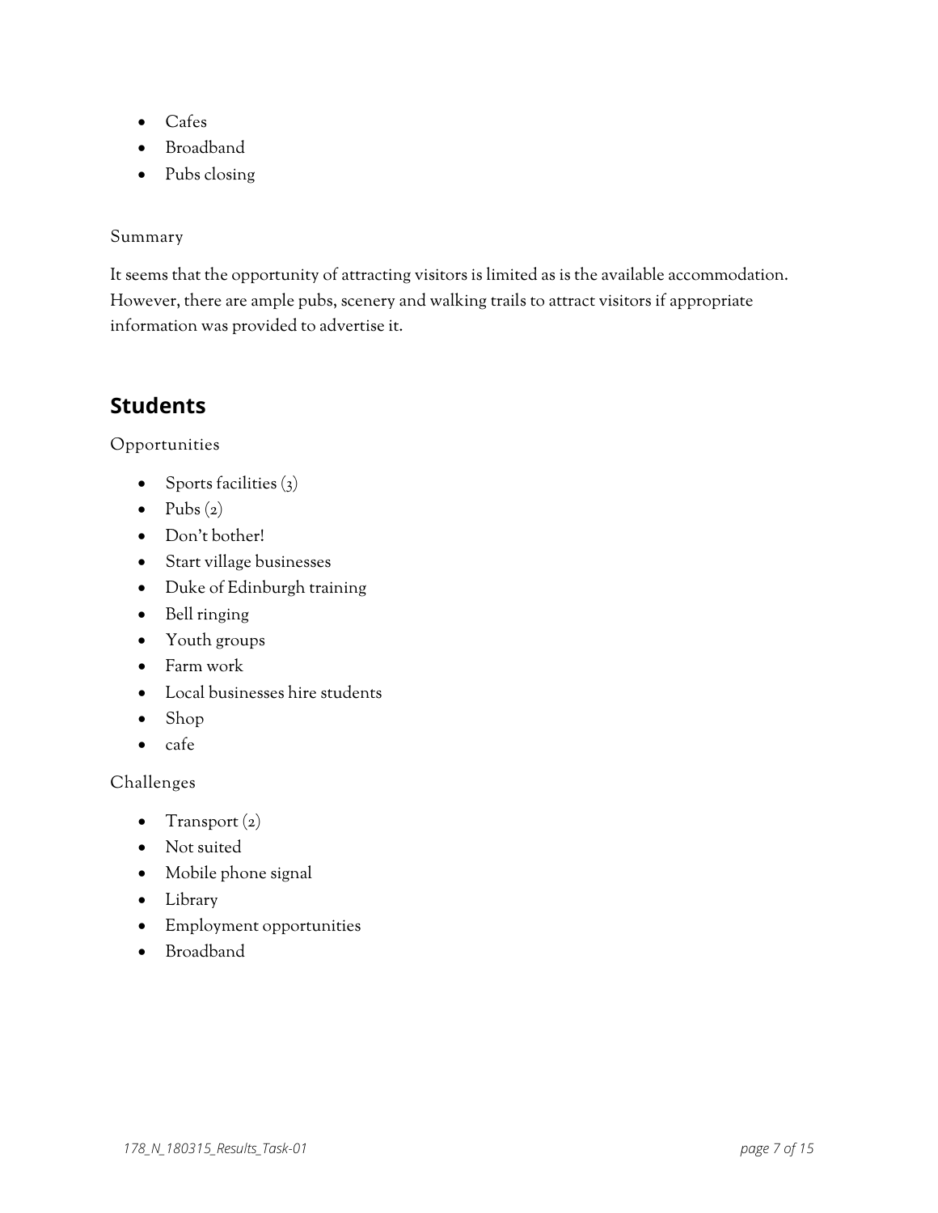- Cafes
- Broadband
- Pubs closing

Summary

It seems that the opportunity of attracting visitors is limited as is the available accommodation. However, there are ample pubs, scenery and walking trails to attract visitors if appropriate information was provided to advertise it.

## Students

Opportunities

- Sports facilities (3)
- Pubs (2)
- Don't bother!
- Start village businesses
- Duke of Edinburgh training
- Bell ringing
- Youth groups
- Farm work
- Local businesses hire students
- Shop
- cafe

Challenges

- Transport (2)
- Not suited
- Mobile phone signal
- Library
- Employment opportunities
- Broadband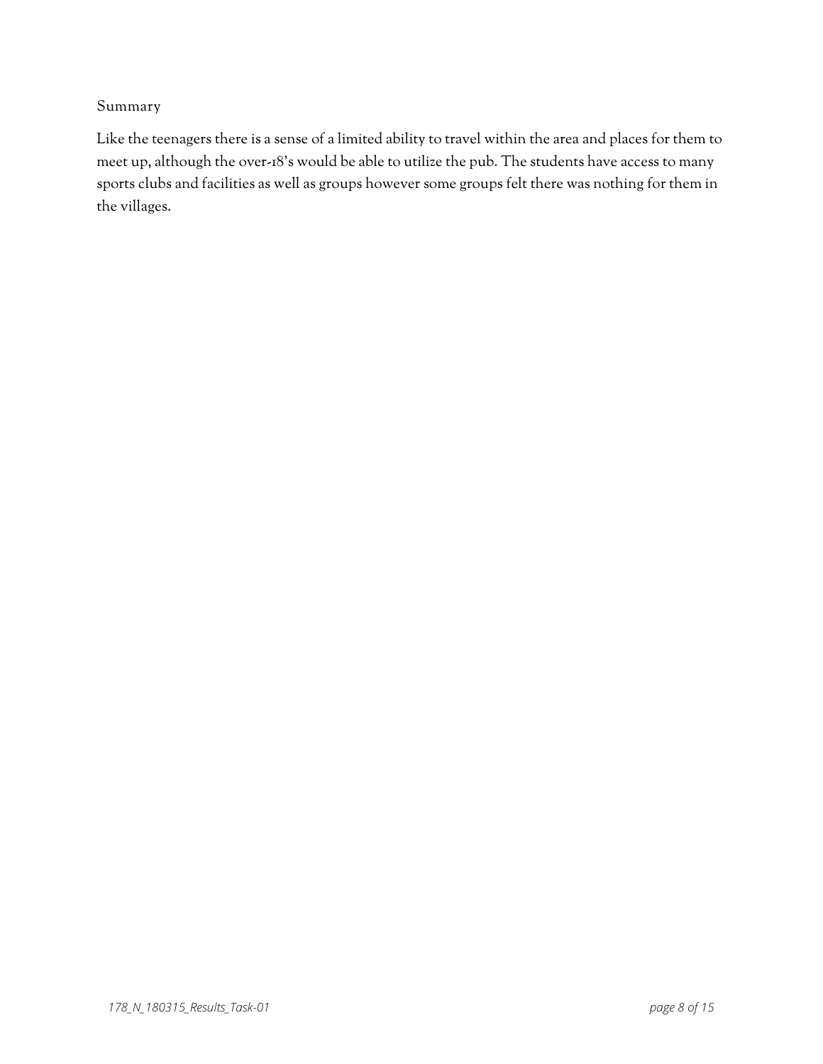### Summary

Like the teenagers there is a sense of a limited ability to travel within the area and places for them to meet up, although the over-18's would be able to utilize the pub. The students have access to many sports clubs and facilities as well as groups however some groups felt there was nothing for them in the villages.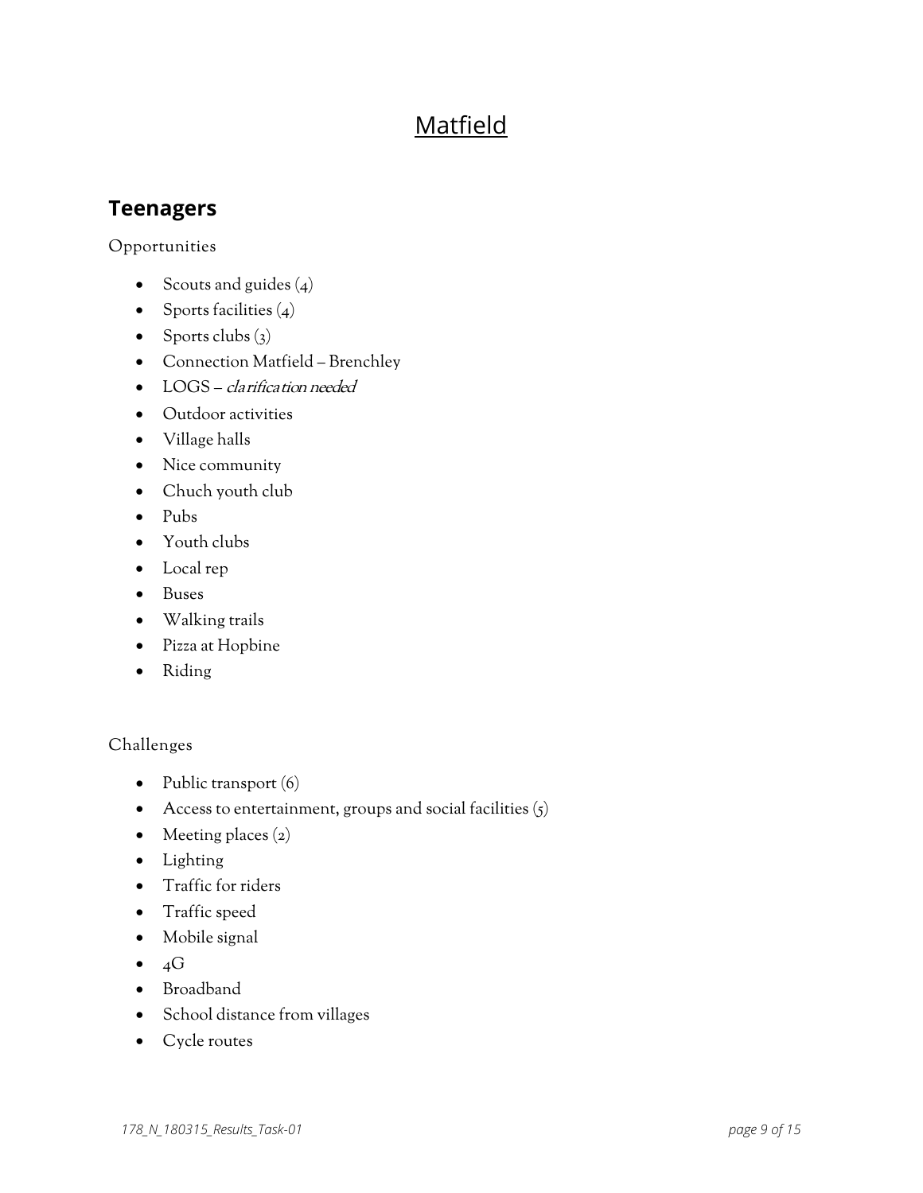# Matfield

## Teenagers

Opportunities

- Scouts and guides (4)
- Sports facilities (4)
- Sports clubs (3)
- Connection Matfield – Brenchley
- LOGS – *clarification needed*
- Outdoor activities
- Village halls
- Nice community
- Chuch youth club
- Pubs
- Youth clubs
- Local rep
- Buses
- Walking trails
- Pizza at Hopbine
- Riding

Challenges

- Public transport (6)
- Access to entertainment, groups and social facilities (5)
- Meeting places (2)
- Lighting
- Traffic for riders
- Traffic speed
- Mobile signal
- 4G
- Broadband
- School distance from villages
- Cycle routes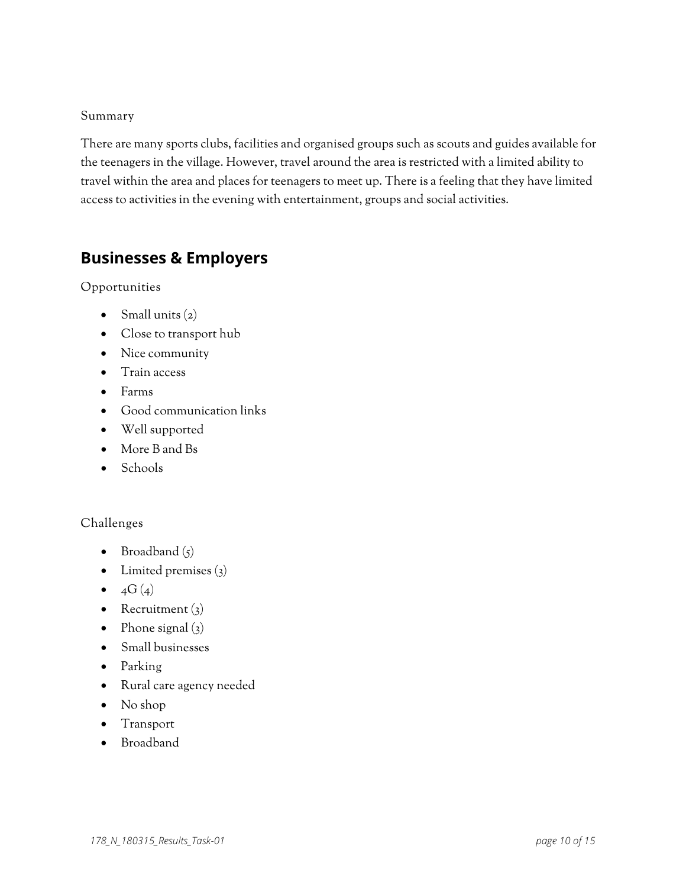Summary

There are many sports clubs, facilities and organised groups such as scouts and guides available for the teenagers in the village. However, travel around the area is restricted with a limited ability to travel within the area and places for teenagers to meet up. There is a feeling that they have limited access to activities in the evening with entertainment, groups and social activities.

## Businesses & Employers

Opportunities

- Small units (2)
- Close to transport hub
- Nice community
- Train access
- Farms
- Good communication links
- Well supported
- More B and Bs
- Schools

Challenges

- Broadband (5)
- Limited premises (3)
- 4G (4)
- Recruitment (3)
- Phone signal (3)
- Small businesses
- Parking
- Rural care agency needed
- No shop
- Transport
- Broadband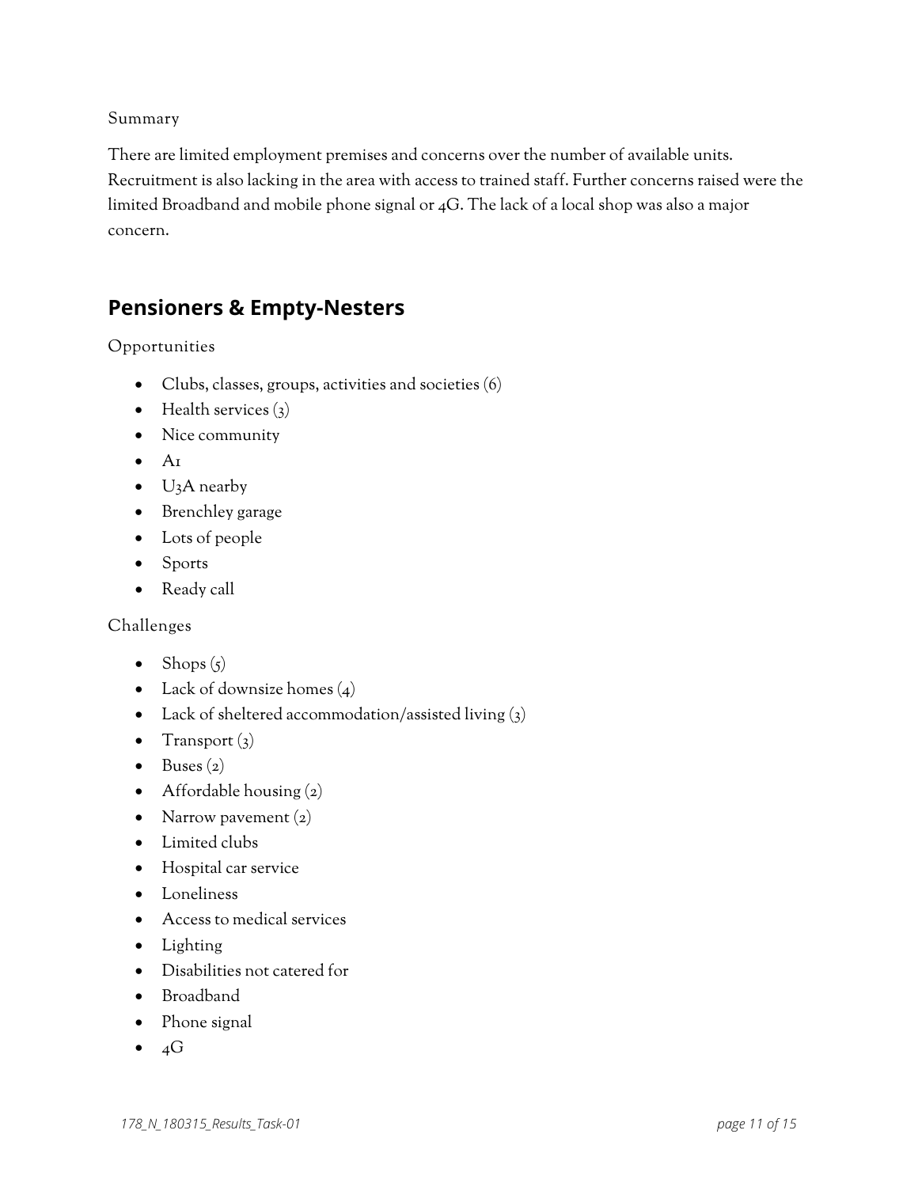Summary

There are limited employment premises and concerns over the number of available units. Recruitment is also lacking in the area with access to trained staff. Further concerns raised were the limited Broadband and mobile phone signal or 4G. The lack of a local shop was also a major concern.

## Pensioners & Empty-Nesters

Opportunities

- Clubs, classes, groups, activities and societies (6)
- Health services (3)
- Nice community
- A1
- U3A nearby
- Brenchley garage
- Lots of people
- Sports
- Ready call

Challenges

- Shops (5)
- Lack of downsize homes (4)
- Lack of sheltered accommodation/assisted living (3)
- Transport (3)
- Buses (2)
- Affordable housing (2)
- Narrow pavement (2)
- Limited clubs
- Hospital car service
- Loneliness
- Access to medical services
- Lighting
- Disabilities not catered for
- Broadband
- Phone signal
- 4G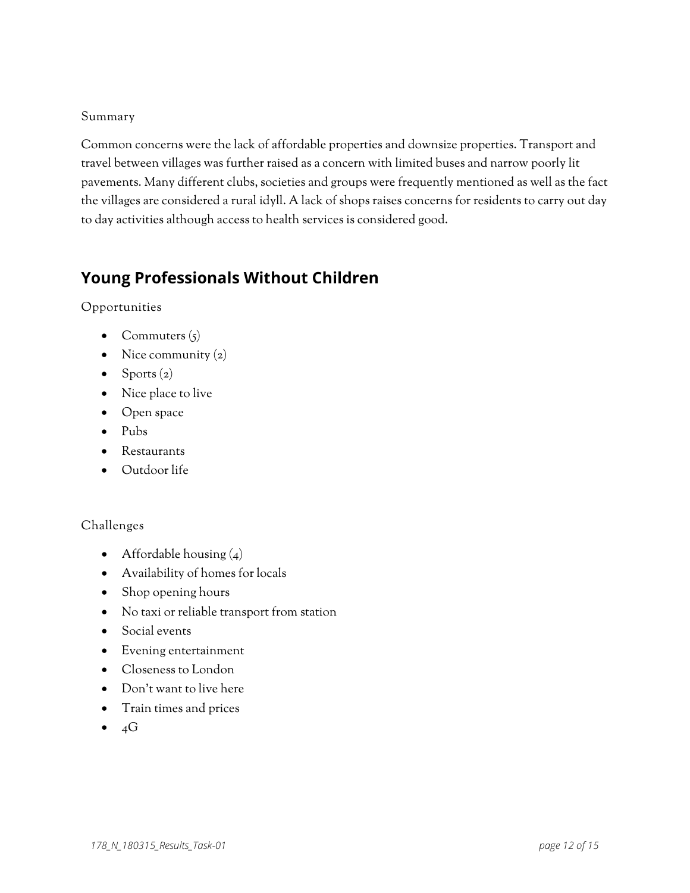Summary

Common concerns were the lack of affordable properties and downsize properties. Transport and travel between villages was further raised as a concern with limited buses and narrow poorly lit pavements. Many different clubs, societies and groups were frequently mentioned as well as the fact the villages are considered a rural idyll. A lack of shops raises concerns for residents to carry out day to day activities although access to health services is considered good.

## Young Professionals Without Children

Opportunities

- Commuters (5)
- Nice community (2)
- Sports (2)
- Nice place to live
- Open space
- Pubs
- Restaurants
- Outdoor life

Challenges

- Affordable housing (4)
- Availability of homes for locals
- Shop opening hours
- No taxi or reliable transport from station
- Social events
- Evening entertainment
- Closeness to London
- Don't want to live here
- Train times and prices
- 4G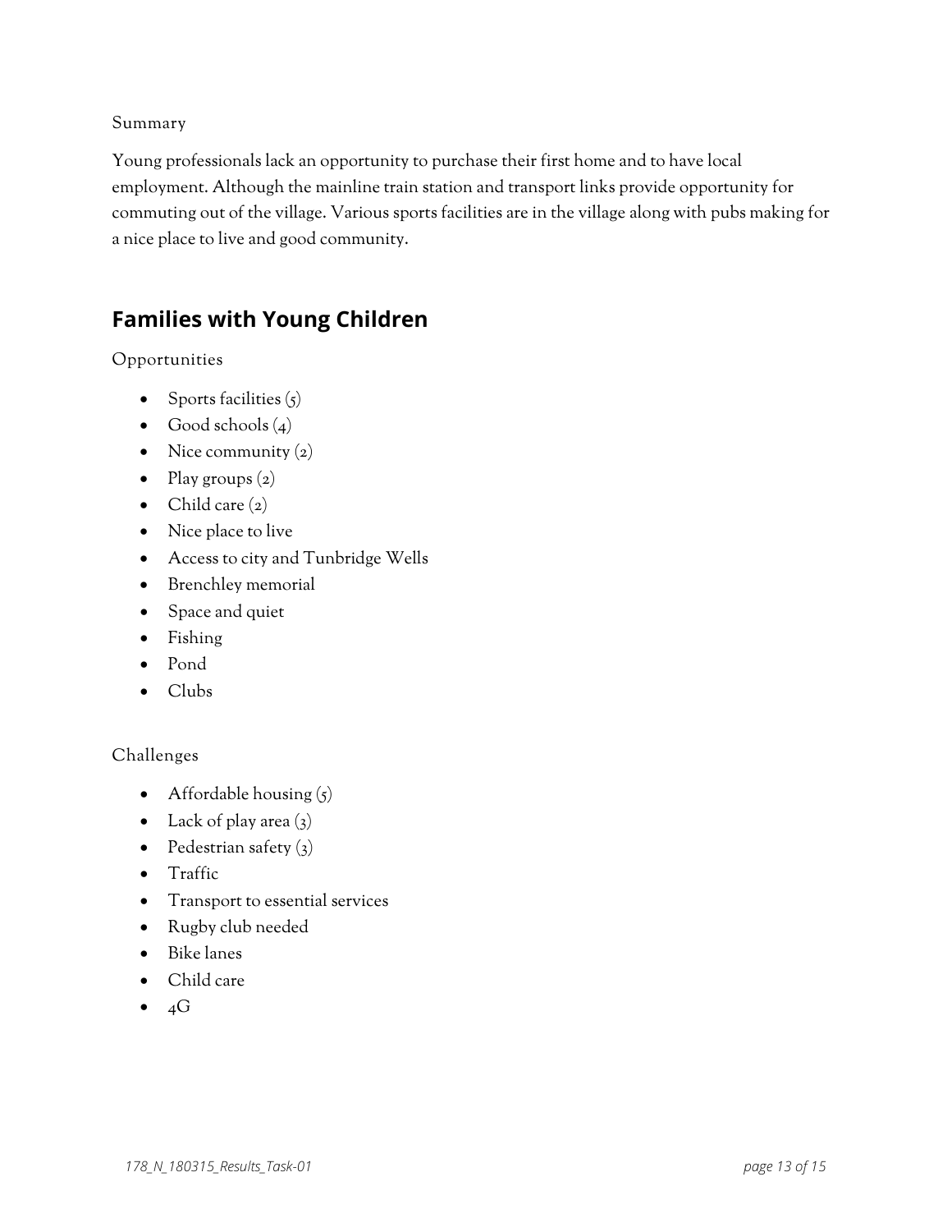Summary

Young professionals lack an opportunity to purchase their first home and to have local employment. Although the mainline train station and transport links provide opportunity for commuting out of the village. Various sports facilities are in the village along with pubs making for a nice place to live and good community.

## Families with Young Children

Opportunities

- Sports facilities (5)
- Good schools (4)
- Nice community (2)
- Play groups (2)
- Child care (2)
- Nice place to live
- Access to city and Tunbridge Wells
- Brenchley memorial
- Space and quiet
- Fishing
- Pond
- Clubs

Challenges

- Affordable housing (5)
- Lack of play area (3)
- Pedestrian safety (3)
- Traffic
- Transport to essential services
- Rugby club needed
- Bike lanes
- Child care
- 4G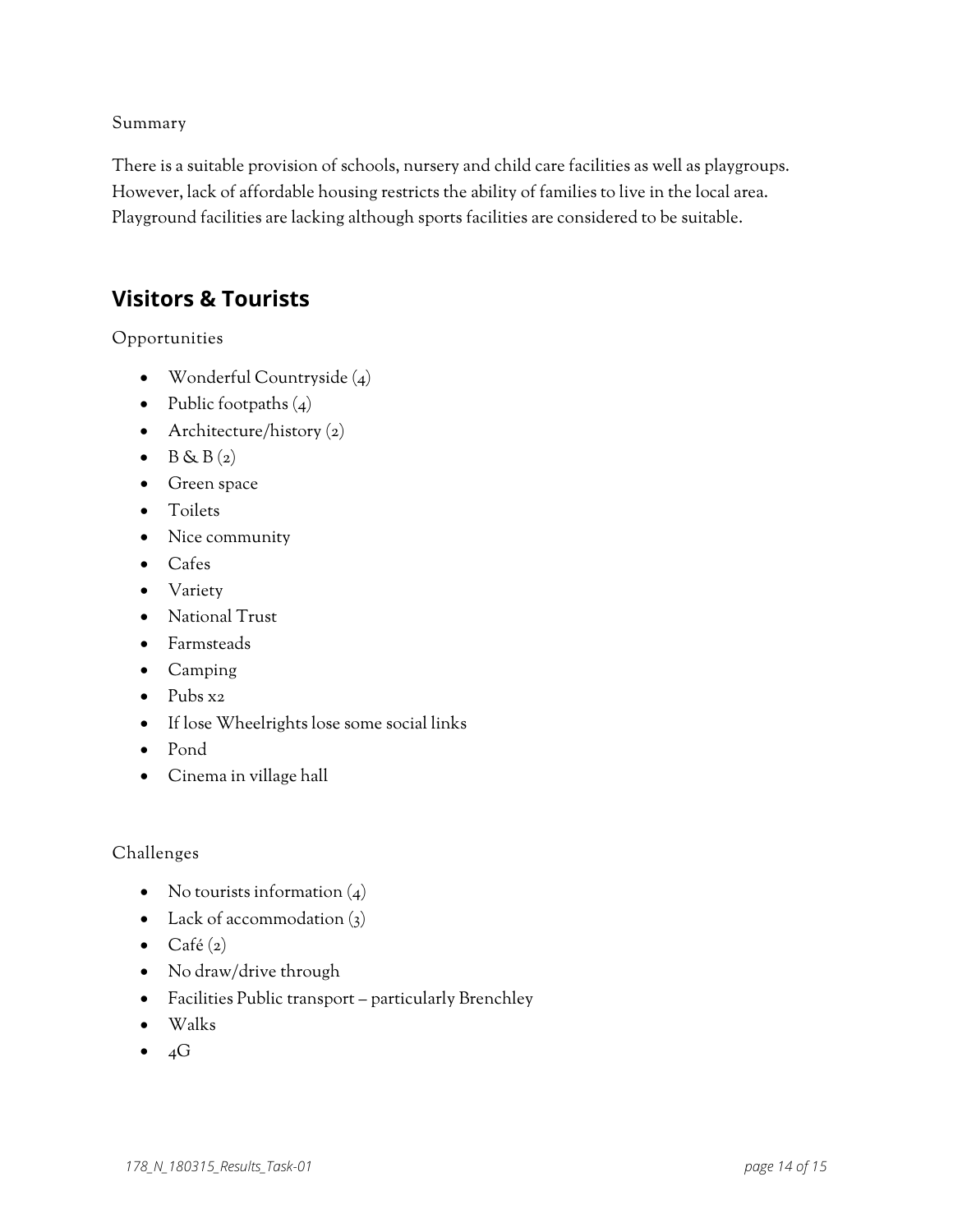Summary

There is a suitable provision of schools, nursery and child care facilities as well as playgroups. However, lack of affordable housing restricts the ability of families to live in the local area. Playground facilities are lacking although sports facilities are considered to be suitable.

## Visitors & Tourists

Opportunities

- Wonderful Countryside (4)
- Public footpaths (4)
- Architecture/history (2)
- B & B (2)
- Green space
- Toilets
- Nice community
- Cafes
- Variety
- National Trust
- Farmsteads
- Camping
- Pubs x2
- If lose Wheelrights lose some social links
- Pond
- Cinema in village hall

Challenges

- No tourists information (4)
- Lack of accommodation (3)
- Café (2)
- No draw/drive through
- Facilities Public transport – particularly Brenchley
- Walks
- 4G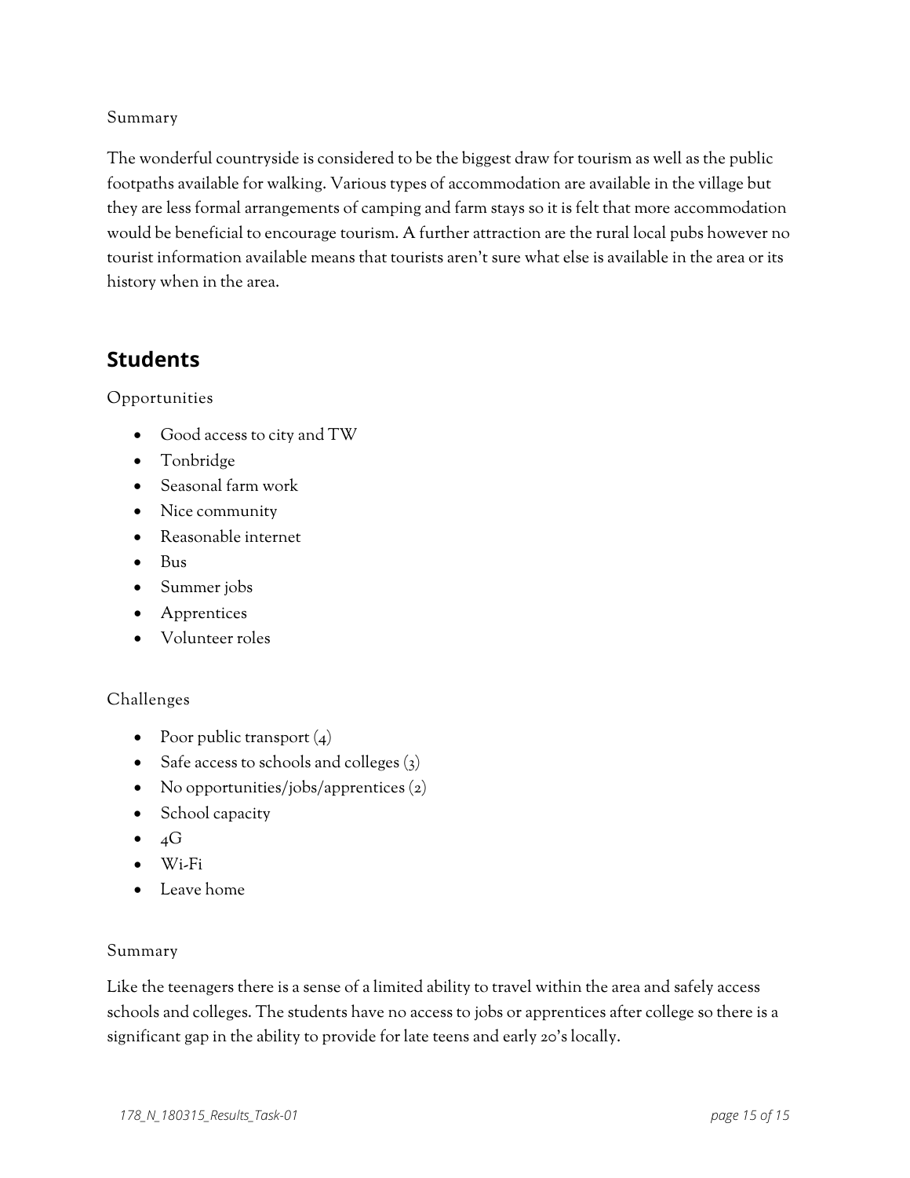Summary

The wonderful countryside is considered to be the biggest draw for tourism as well as the public footpaths available for walking. Various types of accommodation are available in the village but they are less formal arrangements of camping and farm stays so it is felt that more accommodation would be beneficial to encourage tourism. A further attraction are the rural local pubs however no tourist information available means that tourists aren't sure what else is available in the area or its history when in the area.

## Students

Opportunities

- Good access to city and TW
- Tonbridge
- Seasonal farm work
- Nice community
- Reasonable internet
- Bus
- Summer jobs
- Apprentices
- Volunteer roles

Challenges

- Poor public transport (4)
- Safe access to schools and colleges (3)
- No opportunities/jobs/apprentices (2)
- School capacity
- 4G
- Wi-Fi
- Leave home

Summary

Like the teenagers there is a sense of a limited ability to travel within the area and safely access schools and colleges. The students have no access to jobs or apprentices after college so there is a significant gap in the ability to provide for late teens and early 20's locally.